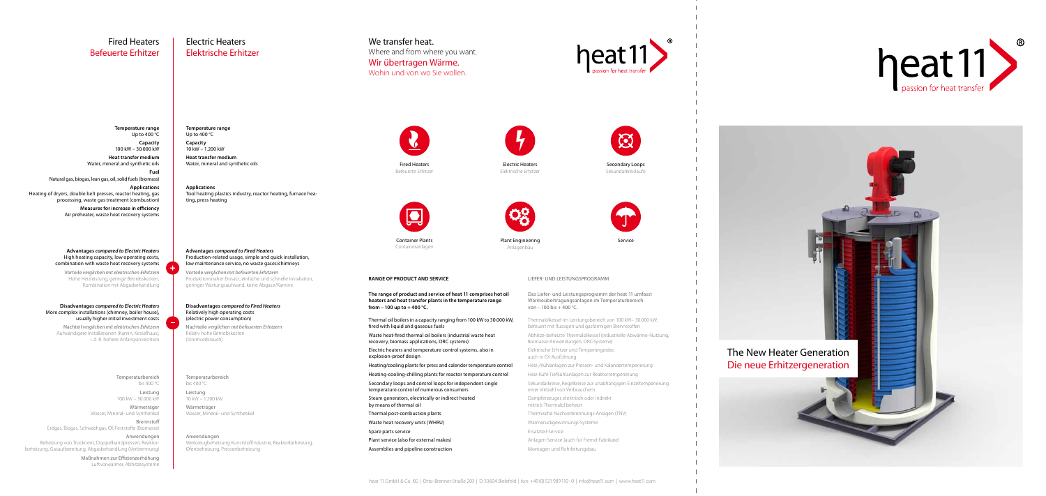# Fired Heaters
## Befeuerte Erhitzer

**Temperature range**
Up to 400 °C

**Capacity**
100 kW – 30.000 kW

**Heat transfer medium**
Water, mineral and synthetic oils

**Fuel**
Natural gas, biogas, lean gas, oil, solid fuels (biomass)

**Applications**
Heating of dryers, double belt presses, reactor heating, gas processing, waste gas treatment (combustion)

**Measures for increase in efficiency**
Air preheater, waste heat recovery systems

**Advantages** *compared to Electric Heaters*
High heating capacity, low operating costs, combination with waste heat recovery systems

Vorteile *verglichen mit elektrischen Erhitzern*
Hohe Heizleistung, geringe Betriebskosten, Kombination mit Abgasbehandlung

**Disadvantages** *compared to Electric Heaters*
More complex installations (chimney, boiler house), usually higher initial investment costs

Nachteil *verglichen mit elektrischen Erhitzern*
Aufwändigere Installationen (Kamin, Kesselhaus), i. d. R. höhere Anfangsinvestition

Temperaturbereich
bis 400 °C

Leistung
100 kW – 30.000 kW

Wärmeträger
Wasser, Mineral- und Synthetiköl

Brennstoff
Erdgas, Biogas, Schwachgas, Öl, Feststoffe (Biomasse)

Anwendungen
Beheizung von Trocknern, Doppelbandpressen, Reaktorbeheizung, Gasaufbereitung, Abgasbehandlung (Verbrennung)

Maßnahmen zur Effizienzerhöhung
Luftvorwärmer, Abhitzesysteme

# Electric Heaters
## Elektrische Erhitzer

**Temperature range**
Up to 400 °C

**Capacity**
10 kW – 1.200 kW

**Heat transfer medium**
Water, mineral and synthetic oils

**Applications**
Tool heating plastics industry, reactor heating, furnace heating, press heating

**Advantages** *compared to Fired Heaters*
Production-related usage, simple and quick installation, low maintenance service, no waste gases/chimneys

Vorteile *verglichen mit befeuerten Erhitzern*
Produktionsnaher Einsatz, einfache und schnelle Installation, geringer Wartungsaufwand, keine Abgase/Kamine

**Disadvantages** *compared to Fired Heaters*
Relatively high operating costs (electric power consumption)

Nachteile *verglichen mit befeuerten Erhitzern*
Relativ hohe Betriebskosten (Stromverbrauch)

Temperaturbereich
bis 400 °C

Leistung
10 kW – 1.200 kW

Wärmeträger
Wasser, Mineral- und Synthetiköl

Anwendungen
Werkzeugbeheizung Kunststoffindustrie, Reaktorbeheizung, Ofenbeheizung, Pressenbeheizung

# We transfer heat.
Where and from where you want.

**Wir übertragen Wärme.**
Wohin und von wo Sie wollen.

heat 11 – passion for heat transfer

Fired Heaters – Befeuerte Erhitzer
Electric Heaters – Elektrische Erhitzer
Secondary Loops – Sekundärkreisläufe
Container Plants – Containeranlagen
Plant Engineering – Anlagenbau
Service

**RANGE OF PRODUCT AND SERVICE**

**The range of product and service of heat 11 comprises hot oil heaters and heat transfer plants in the temperature range from – 100 up to + 400 °C.**

- Thermal oil boilers in a capacity ranging from 100 kW to 30.000 kW, fired with liquid and gaseous fuels
- Waste heat-fired thermal oil boilers (industrial waste heat recovery, biomass applications, ORC systems)
- Electric heaters and temperature control systems, also in explosion-proof design
- Heating/cooling plants for press and calender temperature control
- Heating-cooling-chilling plants for reactor temperature control
- Secondary loops and control loops for independent single temperature control of numerous consumers
- Steam generators, electrically or indirect heated by means of thermal oil
- Thermal post-combustion plants
- Waste heat recovery units (WHRU)
- Spare parts service
- Plant service (also for external makes)
- Assemblies and pipeline construction

LIEFER- UND LEISTUNGSPROGRAMM

Das Liefer- und Leistungsprogramm der heat 11 umfasst Wärmeübertragungsanlagen im Temperaturbereich von – 100 bis + 400 °C.

- Thermalölkessel im Leistungsbereich von 100 kW– 30.000 kW, befeuert mit flüssigen und gasförmigen Brennstoffen
- Abhitze-beheizte Thermalölkessel (industrielle Abwärme-Nutzung, Biomasse-Anwendungen, ORC-Systeme)
- Elektrische Erhitzer und Temperiergeräte, auch in EX-Ausführung
- Heiz-/Kühlanlagen zur Pressen- und Kalandertemperierung
- Heiz-Kühl-Tiefkühlanlagen zur Reaktortemperierung
- Sekundärkreise, Regelkreise zur unabhängigen Einzeltemperierung einer Vielzahl von Verbrauchern
- Dampferzeuger, elektrisch oder indirekt mittels Thermalöl beheizt
- Thermische Nachverbrennungs-Anlagen (TNV)
- Wärmerückgewinnungs-Systeme
- Ersatzteil-Service
- Anlagen-Service (auch für Fremd-Fabrikate)
- Montagen und Rohrleitungsbau

heat 11 GmbH & Co. KG | Otto-Brenner-Straße 203 | D-33604 Bielefeld | fon: +49 (0) 521 989 110 - 0 | info@heat11.com | www.heat11.com

heat 11 – passion for heat transfer

# The New Heater Generation
## Die neue Erhitzergeneration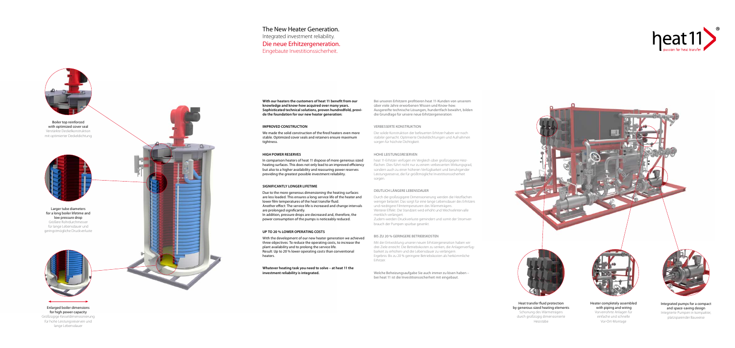# The New Heater Generation.

Integrated investment reliability.

# Die neue Erhitzergeneration.

Eingebaute Investitionssicherheit.

heat 11 ®
passion for heat transfer

**With our heaters the customers of heat 11 benefit from our knowledge and know-how acquired over many years. Sophisticated technical solutions, proven hundredfold, provide the foundation for our new heater generation:**

**IMPROVED CONSTRUCTION**

We made the solid construction of the fired heaters even more stable. Optimized cover seals and retainers ensure maximum tightness.

**HIGH POWER RESERVES**

In comparison heaters of heat 11 dispose of more generous sized heating surfaces. This does not only lead to an improved efficiency but also to a higher availability and reassuring power reserves providing the greatest possible investment reliability.

**SIGNIFICANTLY LONGER LIFETIME**

Due to the more generous dimensioning the heating surfaces are less loaded. This ensures a long service life of the heater and lower film temperatures of the heat transfer fluid.
Another effect: The service life is increased and change intervals are prolonged significantly.
In addition, pressure drops are decreased and, therefore, the power consumption of the pumps is noticeably reduced.

**UP TO 20 % LOWER OPERATING COSTS**

With the development of our new heater generation we achieved three objectives: To reduce the operating costs, to increase the plant availability and to prolong the service life.
Result: Up to 20 % lower operating costs than conventional heaters.

**Whatever heating task you need to solve – at heat 11 the investment reliability is integrated.**

Bei unseren Erhitzern profitieren heat 11-Kunden von unserem über viele Jahre erworbenen Wissen und Know-how. Ausgereifte technische Lösungen, hundertfach bewährt, bilden die Grundlage für unsere neue Erhitzergeneration:

VERBESSERTE KONSTRUKTION

Die solide Konstruktion der befeuerten Erhitzer haben wir noch stabiler gemacht. Optimierte Deckeldichtungen und Aufnahmen sorgen für höchste Dichtigkeit.

HOHE LEISTUNGSRESERVEN

heat 11-Erhitzer verfügen im Vergleich über großzügigere Heizflächen. Dies führt nicht nur zu einem verbesserten Wirkungsgrad, sondern auch zu einer höheren Verfügbarkeit und beruhigender Leistungsreserve, die für größtmögliche Investitionssicherheit sorgen.

DEUTLICH LÄNGERE LEBENSDAUER

Durch die großzügigere Dimensionierung werden die Heizflächen weniger belastet. Das sorgt für eine lange Lebensdauer des Erhitzers und niedrigere Filmtemperaturen des Wärmeträgers.
Weiterer Effekt: Die Standzeit wird erhöht und Wechselintervalle merklich verlängert.
Zudem werden Druckverluste gemindert und somit der Stromverbrauch der Pumpen spürbar gesenkt.

BIS ZU 20 % GERINGERE BETRIEBSKOSTEN

Mit der Entwicklung unserer neuen Erhitzergeneration haben wir drei Ziele erreicht: Die Betriebskosten zu senken, die Anlagenverfügbarkeit zu erhöhen und die Lebensdauer zu verlängern.
Ergebnis: Bis zu 20 % geringere Betriebskosten als herkömmliche Erhitzer.

Welche Beheizungsaufgabe Sie auch immer zu lösen haben – bei heat 11 ist die Investitionssicherheit mit eingebaut.

**Boiler top reinforced with optimized cover seal**
Verstärkte Deckelkonstruktion mit optimierter Deckeldichtung

**Larger tube diameters for a long boiler lifetime and low pressure drop**
Größere Rohrdurchmesser für lange Lebensdauer und geringstmögliche Druckverluste

**Enlarged boiler dimensions for high power capacity**
Großzügige Kesseldimensionierung für hohe Leistungsreserven und lange Lebensdauer

**Heat transfer fluid protection by generous sized heating elements**
Schonung des Wärmeträgers durch großzügig dimensionierte Heizstäbe

**Heater completely assembled with piping and wiring**
Vorverrohrte Anlagen für einfache und schnelle Vor-Ort-Montage

**Integrated pumps for a compact and space-saving design**
Integrierte Pumpen in kompakter, platzsparender Bauweise